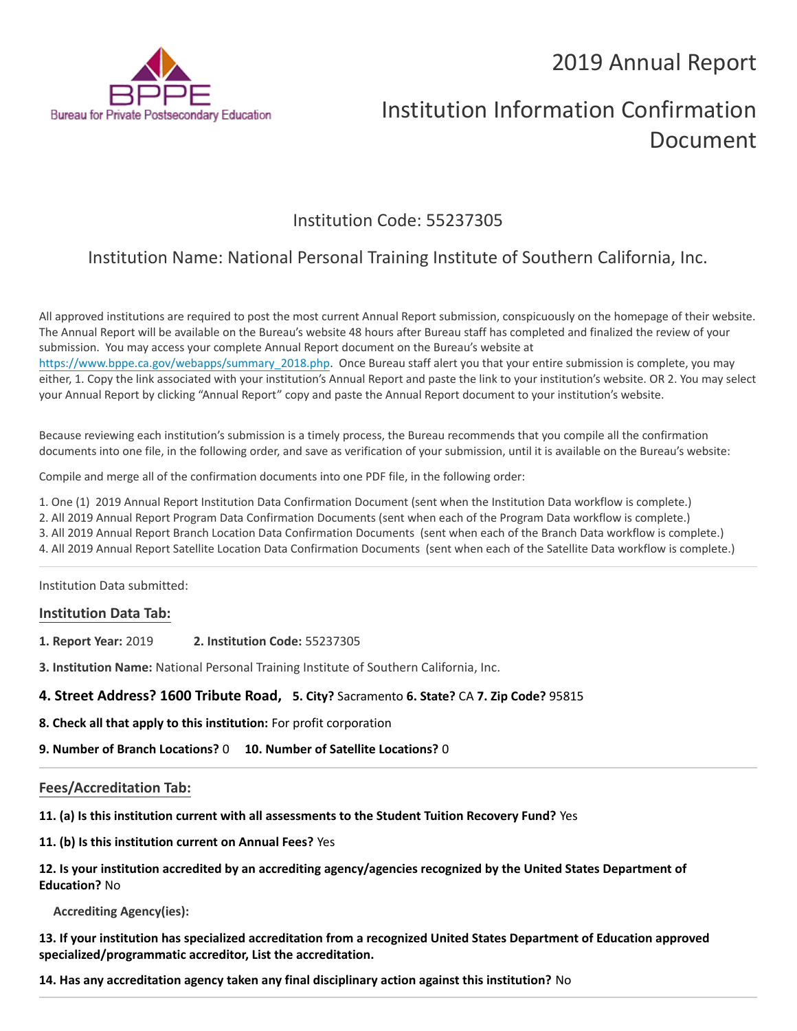Bureau for Private Postsecondary Education

# 2019 Annual Report

# Institution Information Confirmation Document

## Institution Code: 55237305

## Institution Name: National Personal Training Institute of Southern California, Inc.

All approved institutions are required to post the most current Annual Report submission, conspicuously on the homepage of their website. The Annual Report will be available on the Bureau's website 48 hours after Bureau staff has completed and finalized the review of your submission. You may access your complete Annual Report document on the Bureau's website at https://www.bppe.ca.gov/webapps/summary_2018.php. Once Bureau staff alert you that your entire submission is complete, you may either, 1. Copy the link associated with your institution's Annual Report and paste the link to your institution's website. OR 2. You may select your Annual Report by clicking "Annual Report" copy and paste the Annual Report document to your institution's website.

Because reviewing each institution's submission is a timely process, the Bureau recommends that you compile all the confirmation documents into one file, in the following order, and save as verification of your submission, until it is available on the Bureau's website:

Compile and merge all of the confirmation documents into one PDF file, in the following order:

1. One (1) 2019 Annual Report Institution Data Confirmation Document (sent when the Institution Data workflow is complete.)
2. All 2019 Annual Report Program Data Confirmation Documents (sent when each of the Program Data workflow is complete.)
3. All 2019 Annual Report Branch Location Data Confirmation Documents (sent when each of the Branch Data workflow is complete.)
4. All 2019 Annual Report Satellite Location Data Confirmation Documents (sent when each of the Satellite Data workflow is complete.)

---

Institution Data submitted:

### Institution Data Tab:

**1. Report Year:** 2019 **2. Institution Code:** 55237305

**3. Institution Name:** National Personal Training Institute of Southern California, Inc.

**4. Street Address? 1600 Tribute Road,** **5. City?** Sacramento **6. State?** CA **7. Zip Code?** 95815

**8. Check all that apply to this institution:** For profit corporation

**9. Number of Branch Locations?** 0 **10. Number of Satellite Locations?** 0

---

### Fees/Accreditation Tab:

**11. (a) Is this institution current with all assessments to the Student Tuition Recovery Fund?** Yes

**11. (b) Is this institution current on Annual Fees?** Yes

**12. Is your institution accredited by an accrediting agency/agencies recognized by the United States Department of Education?** No

**Accrediting Agency(ies):**

**13. If your institution has specialized accreditation from a recognized United States Department of Education approved specialized/programmatic accreditor, List the accreditation.**

**14. Has any accreditation agency taken any final disciplinary action against this institution?** No

---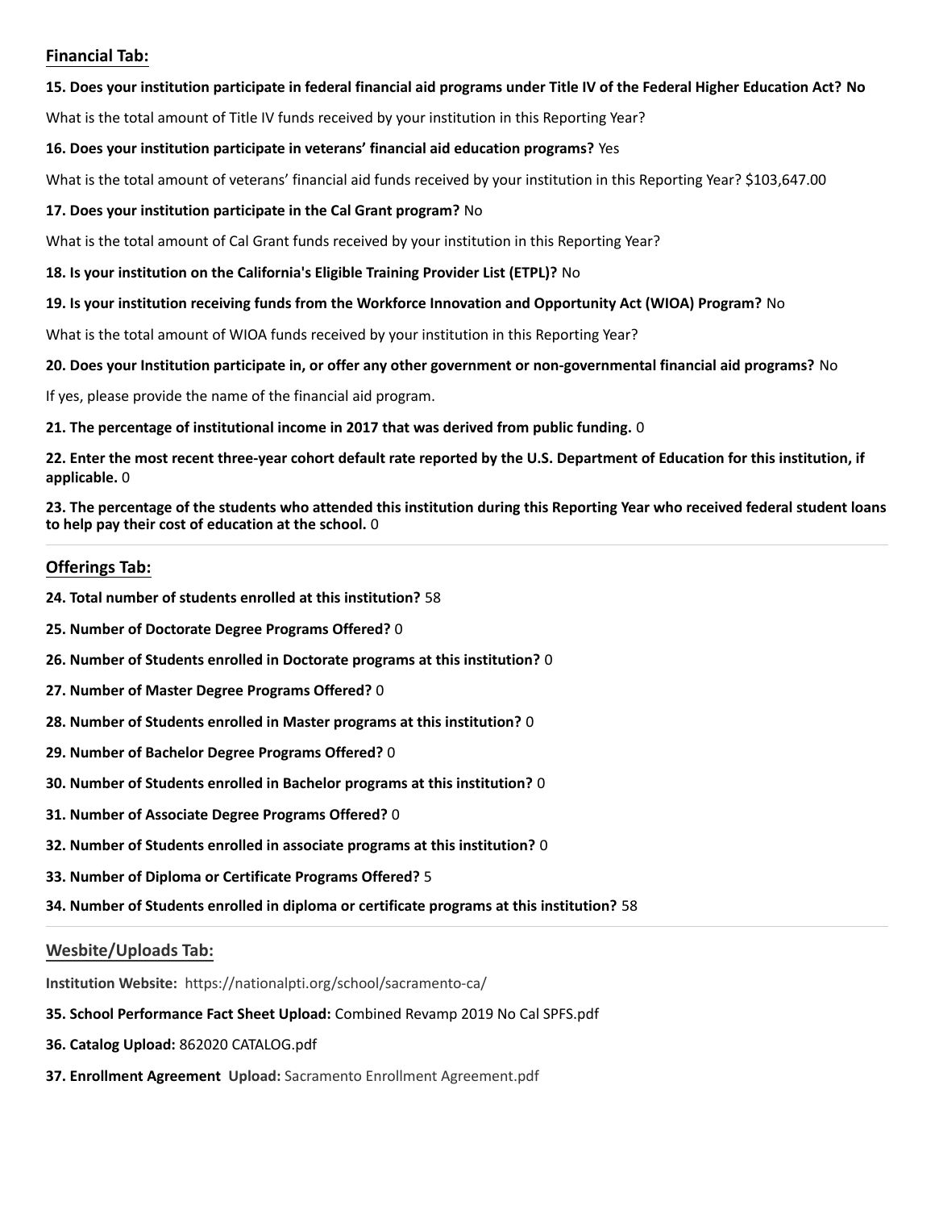## Financial Tab:

**15. Does your institution participate in federal financial aid programs under Title IV of the Federal Higher Education Act? No**

What is the total amount of Title IV funds received by your institution in this Reporting Year?

**16. Does your institution participate in veterans' financial aid education programs?** Yes

What is the total amount of veterans' financial aid funds received by your institution in this Reporting Year? $103,647.00

**17. Does your institution participate in the Cal Grant program?** No

What is the total amount of Cal Grant funds received by your institution in this Reporting Year?

**18. Is your institution on the California's Eligible Training Provider List (ETPL)?** No

**19. Is your institution receiving funds from the Workforce Innovation and Opportunity Act (WIOA) Program?** No

What is the total amount of WIOA funds received by your institution in this Reporting Year?

**20. Does your Institution participate in, or offer any other government or non-governmental financial aid programs?** No

If yes, please provide the name of the financial aid program.

**21. The percentage of institutional income in 2017 that was derived from public funding.** 0

**22. Enter the most recent three-year cohort default rate reported by the U.S. Department of Education for this institution, if applicable.** 0

**23. The percentage of the students who attended this institution during this Reporting Year who received federal student loans to help pay their cost of education at the school.** 0

## Offerings Tab:

**24. Total number of students enrolled at this institution?** 58

**25. Number of Doctorate Degree Programs Offered?** 0

**26. Number of Students enrolled in Doctorate programs at this institution?** 0

**27. Number of Master Degree Programs Offered?** 0

**28. Number of Students enrolled in Master programs at this institution?** 0

**29. Number of Bachelor Degree Programs Offered?** 0

**30. Number of Students enrolled in Bachelor programs at this institution?** 0

**31. Number of Associate Degree Programs Offered?** 0

**32. Number of Students enrolled in associate programs at this institution?** 0

**33. Number of Diploma or Certificate Programs Offered?** 5

**34. Number of Students enrolled in diploma or certificate programs at this institution?** 58

## Wesbite/Uploads Tab:

**Institution Website:** https://nationalpti.org/school/sacramento-ca/

**35. School Performance Fact Sheet Upload:** Combined Revamp 2019 No Cal SPFS.pdf

**36. Catalog Upload:** 862020 CATALOG.pdf

**37. Enrollment Agreement Upload:** Sacramento Enrollment Agreement.pdf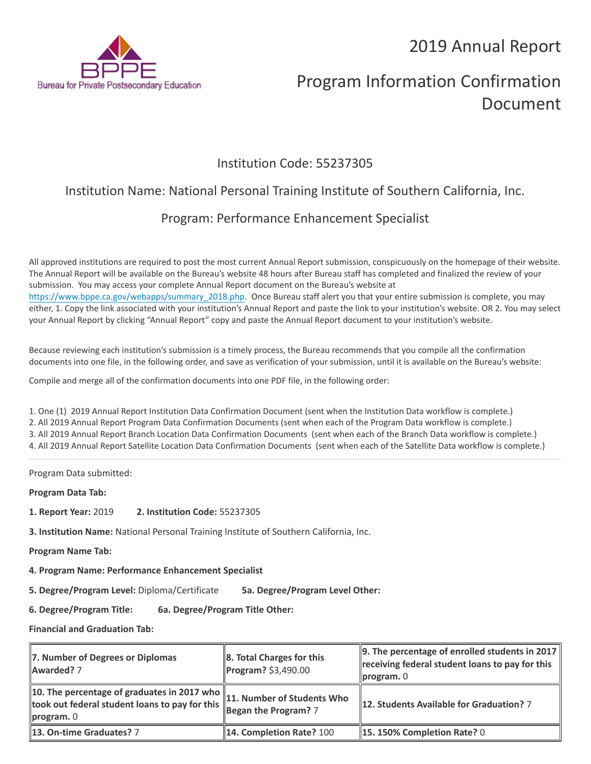# 2019 Annual Report

# Program Information Confirmation Document

## Institution Code: 55237305

## Institution Name: National Personal Training Institute of Southern California, Inc.

## Program: Performance Enhancement Specialist

All approved institutions are required to post the most current Annual Report submission, conspicuously on the homepage of their website. The Annual Report will be available on the Bureau's website 48 hours after Bureau staff has completed and finalized the review of your submission. You may access your complete Annual Report document on the Bureau's website at https://www.bppe.ca.gov/webapps/summary_2018.php. Once Bureau staff alert you that your entire submission is complete, you may either, 1. Copy the link associated with your institution's Annual Report and paste the link to your institution's website. OR 2. You may select your Annual Report by clicking "Annual Report" copy and paste the Annual Report document to your institution's website.

Because reviewing each institution's submission is a timely process, the Bureau recommends that you compile all the confirmation documents into one file, in the following order, and save as verification of your submission, until it is available on the Bureau's website:

Compile and merge all of the confirmation documents into one PDF file, in the following order:

1. One (1) 2019 Annual Report Institution Data Confirmation Document (sent when the Institution Data workflow is complete.)
2. All 2019 Annual Report Program Data Confirmation Documents (sent when each of the Program Data workflow is complete.)
3. All 2019 Annual Report Branch Location Data Confirmation Documents (sent when each of the Branch Data workflow is complete.)
4. All 2019 Annual Report Satellite Location Data Confirmation Documents (sent when each of the Satellite Data workflow is complete.)

---

Program Data submitted:

**Program Data Tab:**

**1. Report Year:** 2019 **2. Institution Code:** 55237305

**3. Institution Name:** National Personal Training Institute of Southern California, Inc.

**Program Name Tab:**

**4. Program Name: Performance Enhancement Specialist**

**5. Degree/Program Level:** Diploma/Certificate **5a. Degree/Program Level Other:**

**6. Degree/Program Title:** **6a. Degree/Program Title Other:**

**Financial and Graduation Tab:**

| | | |
|---|---|---|
| **7. Number of Degrees or Diplomas Awarded?** 7 | **8. Total Charges for this Program?** $3,490.00 | **9. The percentage of enrolled students in 2017 receiving federal student loans to pay for this program.** 0 |
| **10. The percentage of graduates in 2017 who took out federal student loans to pay for this program.** 0 | **11. Number of Students Who Began the Program?** 7 | **12. Students Available for Graduation?** 7 |
| **13. On-time Graduates?** 7 | **14. Completion Rate?** 100 | **15. 150% Completion Rate?** 0 |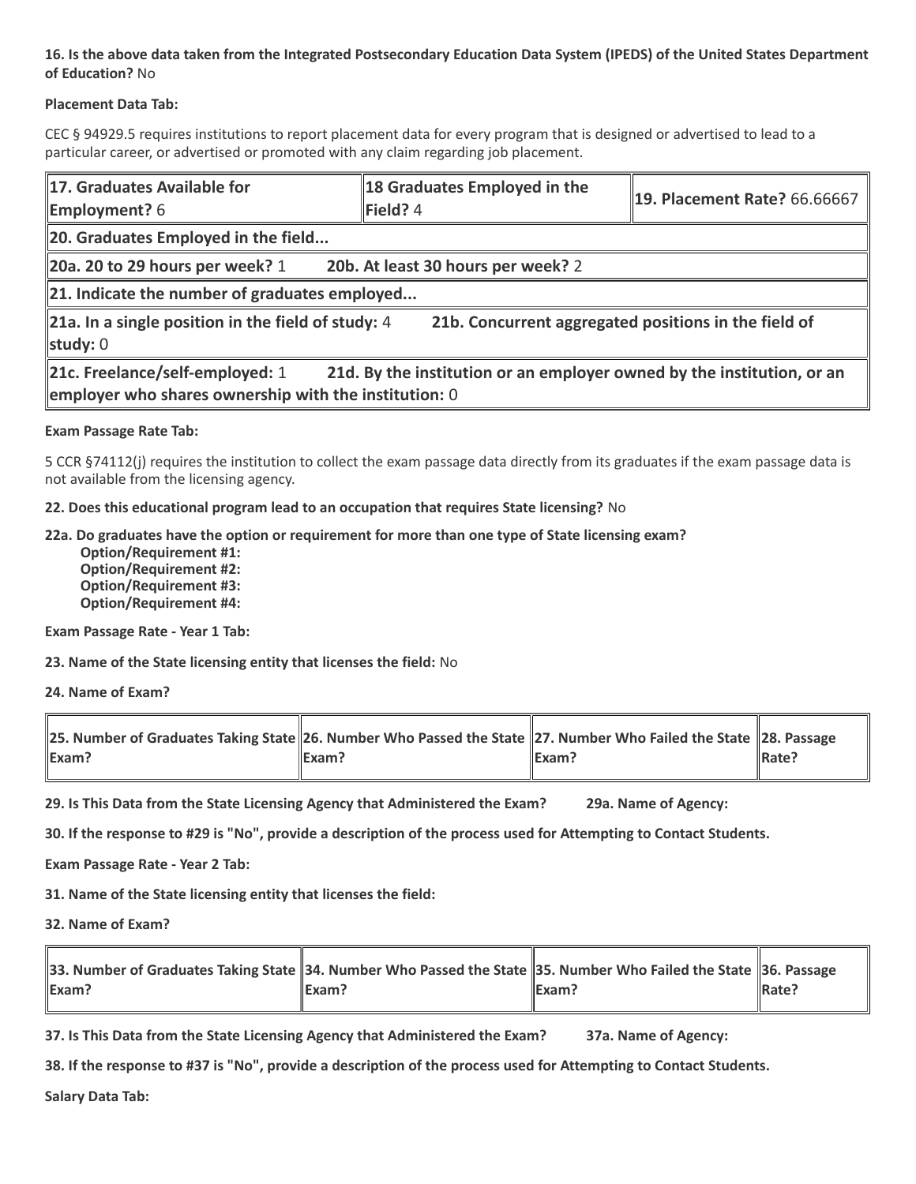**16. Is the above data taken from the Integrated Postsecondary Education Data System (IPEDS) of the United States Department of Education?** No

**Placement Data Tab:**

CEC § 94929.5 requires institutions to report placement data for every program that is designed or advertised to lead to a particular career, or advertised or promoted with any claim regarding job placement.

| **17. Graduates Available for Employment?** 6 | **18 Graduates Employed in the Field?** 4 | **19. Placement Rate?** 66.66667 |
|---|---|---|
| **20. Graduates Employed in the field...** | | |
| **20a. 20 to 29 hours per week?** 1 **20b. At least 30 hours per week?** 2 | | |
| **21. Indicate the number of graduates employed...** | | |
| **21a. In a single position in the field of study:** 4 **21b. Concurrent aggregated positions in the field of study:** 0 | | |
| **21c. Freelance/self-employed:** 1 **21d. By the institution or an employer owned by the institution, or an employer who shares ownership with the institution:** 0 | | |

**Exam Passage Rate Tab:**

5 CCR §74112(j) requires the institution to collect the exam passage data directly from its graduates if the exam passage data is not available from the licensing agency.

**22. Does this educational program lead to an occupation that requires State licensing?** No

**22a. Do graduates have the option or requirement for more than one type of State licensing exam?**
- **Option/Requirement #1:**
- **Option/Requirement #2:**
- **Option/Requirement #3:**
- **Option/Requirement #4:**

**Exam Passage Rate - Year 1 Tab:**

**23. Name of the State licensing entity that licenses the field:** No

**24. Name of Exam?**

| 25. Number of Graduates Taking State Exam? | 26. Number Who Passed the State Exam? | 27. Number Who Failed the State Exam? | 28. Passage Rate? |
|---|---|---|---|

**29. Is This Data from the State Licensing Agency that Administered the Exam?** **29a. Name of Agency:**

**30. If the response to #29 is "No", provide a description of the process used for Attempting to Contact Students.**

**Exam Passage Rate - Year 2 Tab:**

**31. Name of the State licensing entity that licenses the field:**

**32. Name of Exam?**

| 33. Number of Graduates Taking State Exam? | 34. Number Who Passed the State Exam? | 35. Number Who Failed the State Exam? | 36. Passage Rate? |
|---|---|---|---|

**37. Is This Data from the State Licensing Agency that Administered the Exam?** **37a. Name of Agency:**

**38. If the response to #37 is "No", provide a description of the process used for Attempting to Contact Students.**

**Salary Data Tab:**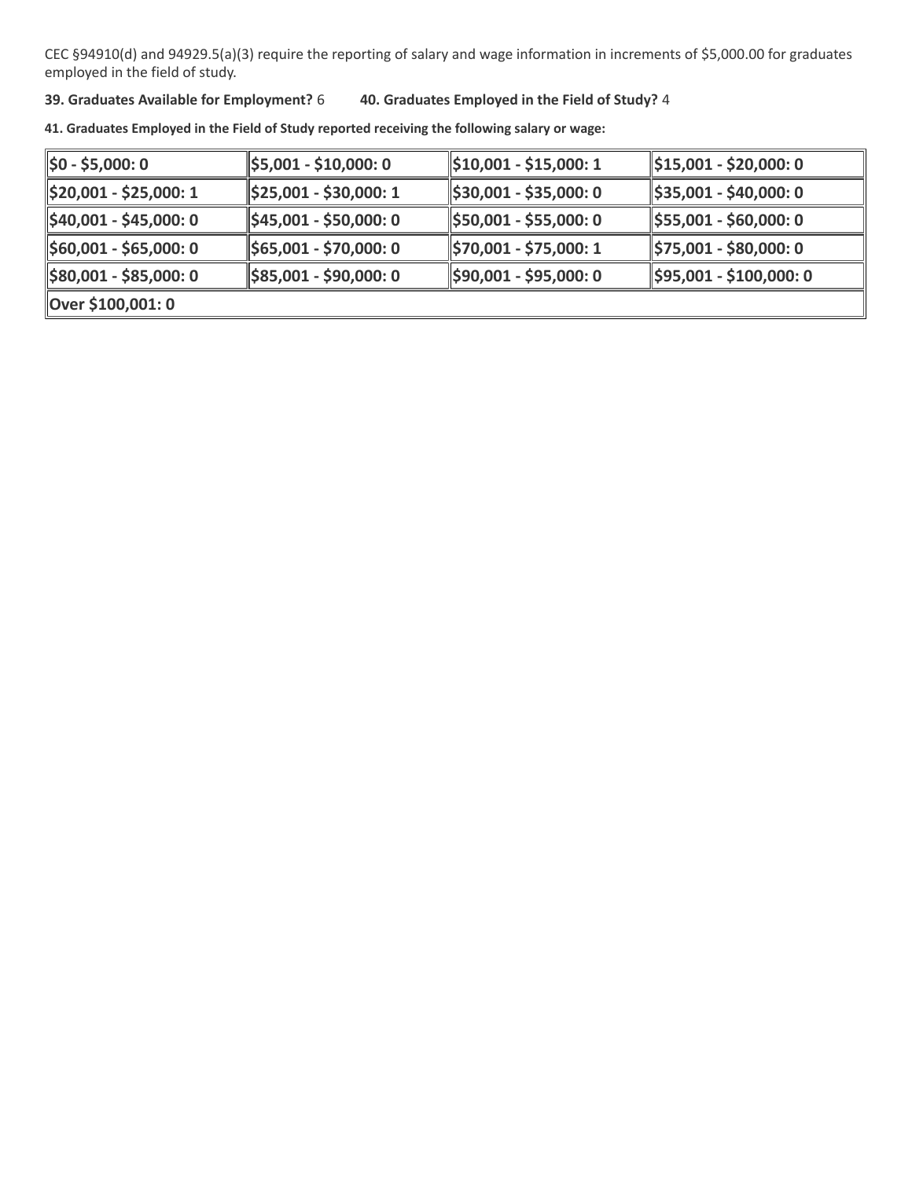CEC §94910(d) and 94929.5(a)(3) require the reporting of salary and wage information in increments of $5,000.00 for graduates employed in the field of study.

**39. Graduates Available for Employment?** 6 **40. Graduates Employed in the Field of Study?** 4

**41. Graduates Employed in the Field of Study reported receiving the following salary or wage:**

| | | | |
|---|---|---|---|
| **$0 - $5,000: 0** | **$5,001 - $10,000: 0** | **$10,001 - $15,000: 1** | **$15,001 - $20,000: 0** |
| **$20,001 - $25,000: 1** | **$25,001 - $30,000: 1** | **$30,001 - $35,000: 0** | **$35,001 - $40,000: 0** |
| **$40,001 - $45,000: 0** | **$45,001 - $50,000: 0** | **$50,001 - $55,000: 0** | **$55,001 - $60,000: 0** |
| **$60,001 - $65,000: 0** | **$65,001 - $70,000: 0** | **$70,001 - $75,000: 1** | **$75,001 - $80,000: 0** |
| **$80,001 - $85,000: 0** | **$85,001 - $90,000: 0** | **$90,001 - $95,000: 0** | **$95,001 - $100,000: 0** |
| **Over $100,001: 0** | | | |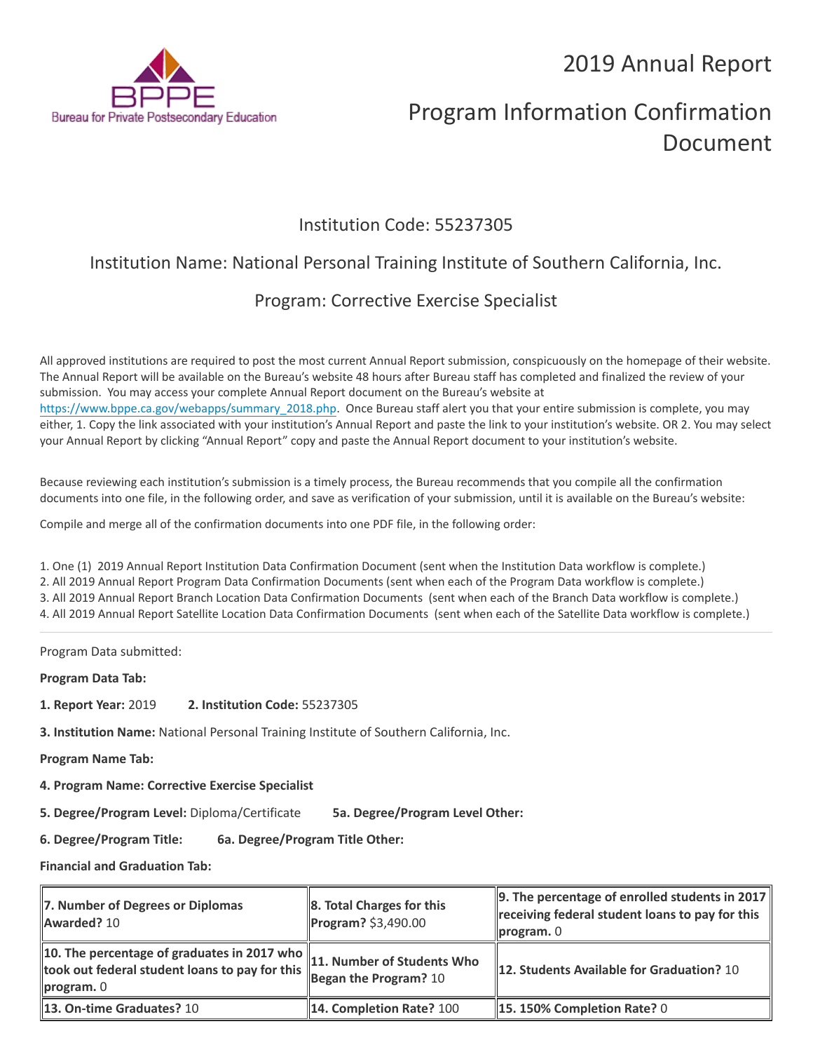BPPE
Bureau for Private Postsecondary Education

# 2019 Annual Report

# Program Information Confirmation Document

## Institution Code: 55237305

## Institution Name: National Personal Training Institute of Southern California, Inc.

## Program: Corrective Exercise Specialist

All approved institutions are required to post the most current Annual Report submission, conspicuously on the homepage of their website. The Annual Report will be available on the Bureau's website 48 hours after Bureau staff has completed and finalized the review of your submission. You may access your complete Annual Report document on the Bureau's website at https://www.bppe.ca.gov/webapps/summary_2018.php. Once Bureau staff alert you that your entire submission is complete, you may either, 1. Copy the link associated with your institution's Annual Report and paste the link to your institution's website. OR 2. You may select your Annual Report by clicking "Annual Report" copy and paste the Annual Report document to your institution's website.

Because reviewing each institution's submission is a timely process, the Bureau recommends that you compile all the confirmation documents into one file, in the following order, and save as verification of your submission, until it is available on the Bureau's website:

Compile and merge all of the confirmation documents into one PDF file, in the following order:

1. One (1) 2019 Annual Report Institution Data Confirmation Document (sent when the Institution Data workflow is complete.)
2. All 2019 Annual Report Program Data Confirmation Documents (sent when each of the Program Data workflow is complete.)
3. All 2019 Annual Report Branch Location Data Confirmation Documents (sent when each of the Branch Data workflow is complete.)
4. All 2019 Annual Report Satellite Location Data Confirmation Documents (sent when each of the Satellite Data workflow is complete.)

---

Program Data submitted:

**Program Data Tab:**

**1. Report Year:** 2019 **2. Institution Code:** 55237305

**3. Institution Name:** National Personal Training Institute of Southern California, Inc.

**Program Name Tab:**

**4. Program Name: Corrective Exercise Specialist**

**5. Degree/Program Level:** Diploma/Certificate **5a. Degree/Program Level Other:**

**6. Degree/Program Title:** **6a. Degree/Program Title Other:**

**Financial and Graduation Tab:**

| | | |
|---|---|---|
| **7. Number of Degrees or Diplomas Awarded?** 10 | **8. Total Charges for this Program?** $3,490.00 | **9. The percentage of enrolled students in 2017 receiving federal student loans to pay for this program.** 0 |
| **10. The percentage of graduates in 2017 who took out federal student loans to pay for this program.** 0 | **11. Number of Students Who Began the Program?** 10 | **12. Students Available for Graduation?** 10 |
| **13. On-time Graduates?** 10 | **14. Completion Rate?** 100 | **15. 150% Completion Rate?** 0 |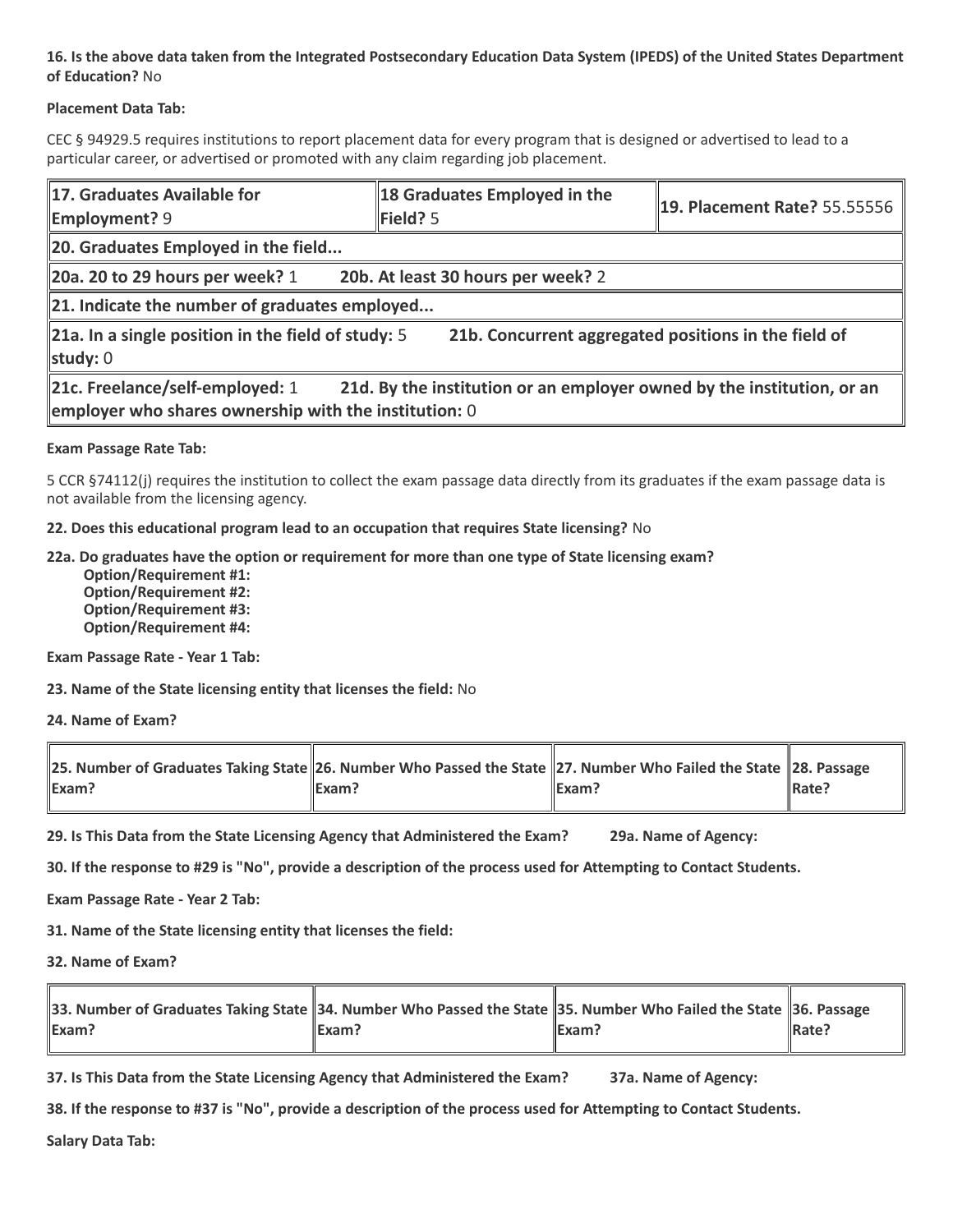**16. Is the above data taken from the Integrated Postsecondary Education Data System (IPEDS) of the United States Department of Education?** No

**Placement Data Tab:**

CEC § 94929.5 requires institutions to report placement data for every program that is designed or advertised to lead to a particular career, or advertised or promoted with any claim regarding job placement.

| **17. Graduates Available for Employment?** 9 | **18 Graduates Employed in the Field?** 5 | **19. Placement Rate?** 55.55556 |
|---|---|---|
| **20. Graduates Employed in the field...** | | |
| **20a. 20 to 29 hours per week?** 1 **20b. At least 30 hours per week?** 2 | | |
| **21. Indicate the number of graduates employed...** | | |
| **21a. In a single position in the field of study:** 5 **21b. Concurrent aggregated positions in the field of study:** 0 | | |
| **21c. Freelance/self-employed:** 1 **21d. By the institution or an employer owned by the institution, or an employer who shares ownership with the institution:** 0 | | |

**Exam Passage Rate Tab:**

5 CCR §74112(j) requires the institution to collect the exam passage data directly from its graduates if the exam passage data is not available from the licensing agency.

**22. Does this educational program lead to an occupation that requires State licensing?** No

**22a. Do graduates have the option or requirement for more than one type of State licensing exam?**
- **Option/Requirement #1:**
- **Option/Requirement #2:**
- **Option/Requirement #3:**
- **Option/Requirement #4:**

**Exam Passage Rate - Year 1 Tab:**

**23. Name of the State licensing entity that licenses the field:** No

**24. Name of Exam?**

| **25. Number of Graduates Taking State Exam?** | **26. Number Who Passed the State Exam?** | **27. Number Who Failed the State Exam?** | **28. Passage Rate?** |
|---|---|---|---|

**29. Is This Data from the State Licensing Agency that Administered the Exam?** **29a. Name of Agency:**

**30. If the response to #29 is "No", provide a description of the process used for Attempting to Contact Students.**

**Exam Passage Rate - Year 2 Tab:**

**31. Name of the State licensing entity that licenses the field:**

**32. Name of Exam?**

| **33. Number of Graduates Taking State Exam?** | **34. Number Who Passed the State Exam?** | **35. Number Who Failed the State Exam?** | **36. Passage Rate?** |
|---|---|---|---|

**37. Is This Data from the State Licensing Agency that Administered the Exam?** **37a. Name of Agency:**

**38. If the response to #37 is "No", provide a description of the process used for Attempting to Contact Students.**

**Salary Data Tab:**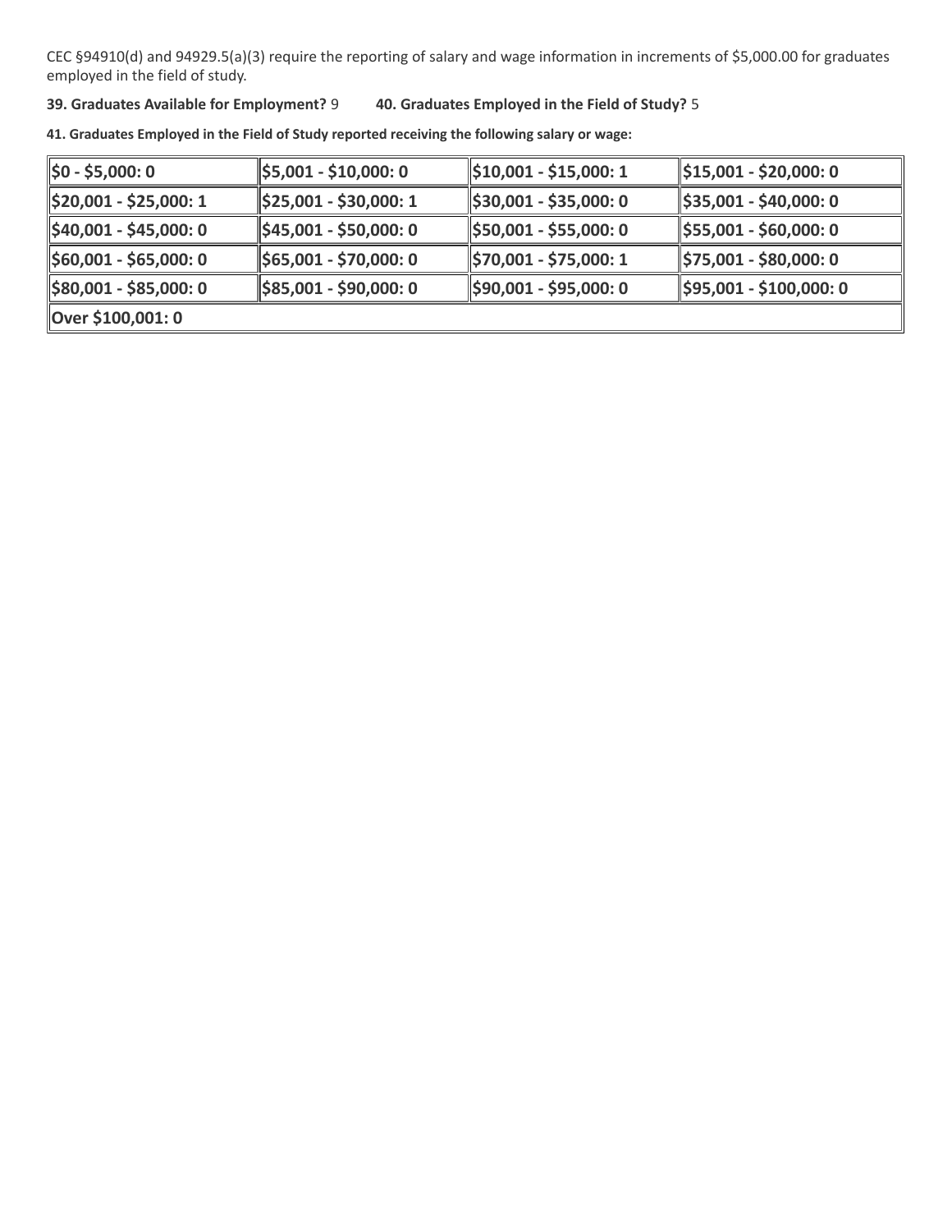CEC §94910(d) and 94929.5(a)(3) require the reporting of salary and wage information in increments of $5,000.00 for graduates employed in the field of study.

**39. Graduates Available for Employment?** 9 **40. Graduates Employed in the Field of Study?** 5

**41. Graduates Employed in the Field of Study reported receiving the following salary or wage:**

| | | | |
|---|---|---|---|
| **$0 - $5,000: 0** | **$5,001 - $10,000: 0** | **$10,001 - $15,000: 1** | **$15,001 - $20,000: 0** |
| **$20,001 - $25,000: 1** | **$25,001 - $30,000: 1** | **$30,001 - $35,000: 0** | **$35,001 - $40,000: 0** |
| **$40,001 - $45,000: 0** | **$45,001 - $50,000: 0** | **$50,001 - $55,000: 0** | **$55,001 - $60,000: 0** |
| **$60,001 - $65,000: 0** | **$65,001 - $70,000: 0** | **$70,001 - $75,000: 1** | **$75,001 - $80,000: 0** |
| **$80,001 - $85,000: 0** | **$85,001 - $90,000: 0** | **$90,001 - $95,000: 0** | **$95,001 - $100,000: 0** |
| **Over $100,001: 0** | | | |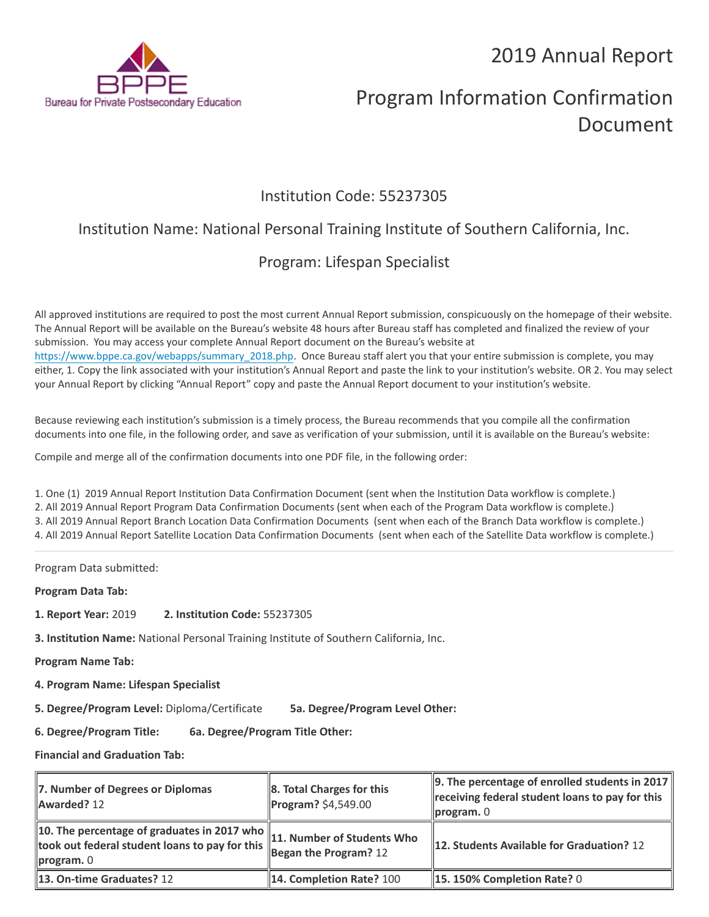BPPE
Bureau for Private Postsecondary Education

# 2019 Annual Report

# Program Information Confirmation Document

## Institution Code: 55237305

## Institution Name: National Personal Training Institute of Southern California, Inc.

## Program: Lifespan Specialist

All approved institutions are required to post the most current Annual Report submission, conspicuously on the homepage of their website. The Annual Report will be available on the Bureau's website 48 hours after Bureau staff has completed and finalized the review of your submission. You may access your complete Annual Report document on the Bureau's website at https://www.bppe.ca.gov/webapps/summary_2018.php. Once Bureau staff alert you that your entire submission is complete, you may either, 1. Copy the link associated with your institution's Annual Report and paste the link to your institution's website. OR 2. You may select your Annual Report by clicking "Annual Report" copy and paste the Annual Report document to your institution's website.

Because reviewing each institution's submission is a timely process, the Bureau recommends that you compile all the confirmation documents into one file, in the following order, and save as verification of your submission, until it is available on the Bureau's website:

Compile and merge all of the confirmation documents into one PDF file, in the following order:

1. One (1) 2019 Annual Report Institution Data Confirmation Document (sent when the Institution Data workflow is complete.)
2. All 2019 Annual Report Program Data Confirmation Documents (sent when each of the Program Data workflow is complete.)
3. All 2019 Annual Report Branch Location Data Confirmation Documents (sent when each of the Branch Data workflow is complete.)
4. All 2019 Annual Report Satellite Location Data Confirmation Documents (sent when each of the Satellite Data workflow is complete.)

---

Program Data submitted:

**Program Data Tab:**

**1. Report Year:** 2019 **2. Institution Code:** 55237305

**3. Institution Name:** National Personal Training Institute of Southern California, Inc.

**Program Name Tab:**

**4. Program Name: Lifespan Specialist**

**5. Degree/Program Level:** Diploma/Certificate **5a. Degree/Program Level Other:**

**6. Degree/Program Title:** **6a. Degree/Program Title Other:**

**Financial and Graduation Tab:**

| | | |
|---|---|---|
| **7. Number of Degrees or Diplomas Awarded?** 12 | **8. Total Charges for this Program?** $4,549.00 | **9. The percentage of enrolled students in 2017 receiving federal student loans to pay for this program.** 0 |
| **10. The percentage of graduates in 2017 who took out federal student loans to pay for this program.** 0 | **11. Number of Students Who Began the Program?** 12 | **12. Students Available for Graduation?** 12 |
| **13. On-time Graduates?** 12 | **14. Completion Rate?** 100 | **15. 150% Completion Rate?** 0 |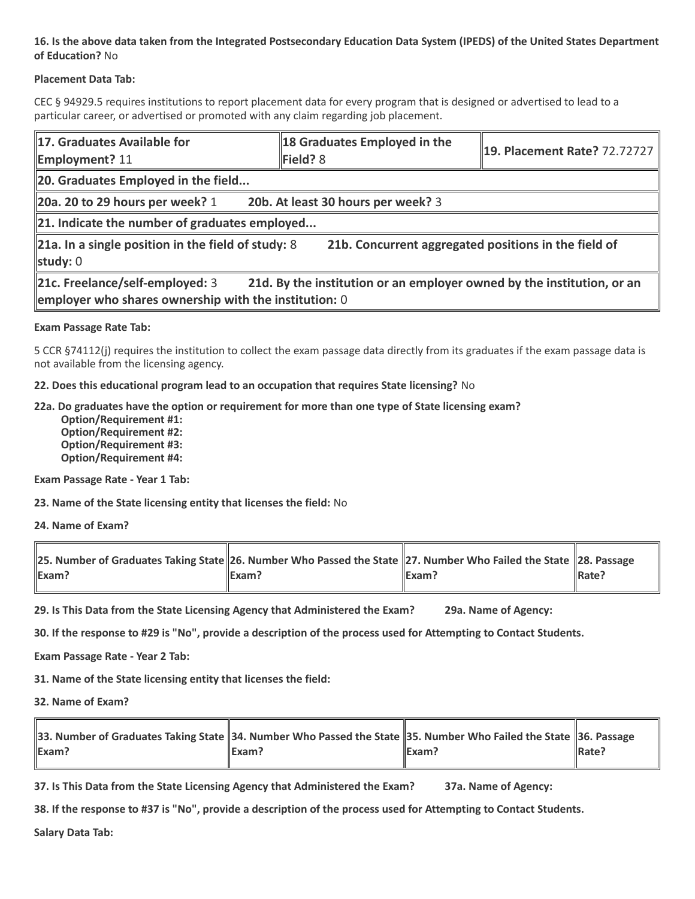**16. Is the above data taken from the Integrated Postsecondary Education Data System (IPEDS) of the United States Department of Education?** No

**Placement Data Tab:**

CEC § 94929.5 requires institutions to report placement data for every program that is designed or advertised to lead to a particular career, or advertised or promoted with any claim regarding job placement.

| **17. Graduates Available for Employment?** 11 | **18 Graduates Employed in the Field?** 8 | **19. Placement Rate?** 72.72727 |
|---|---|---|
| **20. Graduates Employed in the field...** | | |
| **20a. 20 to 29 hours per week?** 1 **20b. At least 30 hours per week?** 3 | | |
| **21. Indicate the number of graduates employed...** | | |
| **21a. In a single position in the field of study:** 8 **21b. Concurrent aggregated positions in the field of study:** 0 | | |
| **21c. Freelance/self-employed:** 3 **21d. By the institution or an employer owned by the institution, or an employer who shares ownership with the institution:** 0 | | |

**Exam Passage Rate Tab:**

5 CCR §74112(j) requires the institution to collect the exam passage data directly from its graduates if the exam passage data is not available from the licensing agency.

**22. Does this educational program lead to an occupation that requires State licensing?** No

**22a. Do graduates have the option or requirement for more than one type of State licensing exam?**
- **Option/Requirement #1:**
- **Option/Requirement #2:**
- **Option/Requirement #3:**
- **Option/Requirement #4:**

**Exam Passage Rate - Year 1 Tab:**

**23. Name of the State licensing entity that licenses the field:** No

**24. Name of Exam?**

| 25. Number of Graduates Taking State Exam? | 26. Number Who Passed the State Exam? | 27. Number Who Failed the State Exam? | 28. Passage Rate? |
|---|---|---|---|

**29. Is This Data from the State Licensing Agency that Administered the Exam?** **29a. Name of Agency:**

**30. If the response to #29 is "No", provide a description of the process used for Attempting to Contact Students.**

**Exam Passage Rate - Year 2 Tab:**

**31. Name of the State licensing entity that licenses the field:**

**32. Name of Exam?**

| 33. Number of Graduates Taking State Exam? | 34. Number Who Passed the State Exam? | 35. Number Who Failed the State Exam? | 36. Passage Rate? |
|---|---|---|---|

**37. Is This Data from the State Licensing Agency that Administered the Exam?** **37a. Name of Agency:**

**38. If the response to #37 is "No", provide a description of the process used for Attempting to Contact Students.**

**Salary Data Tab:**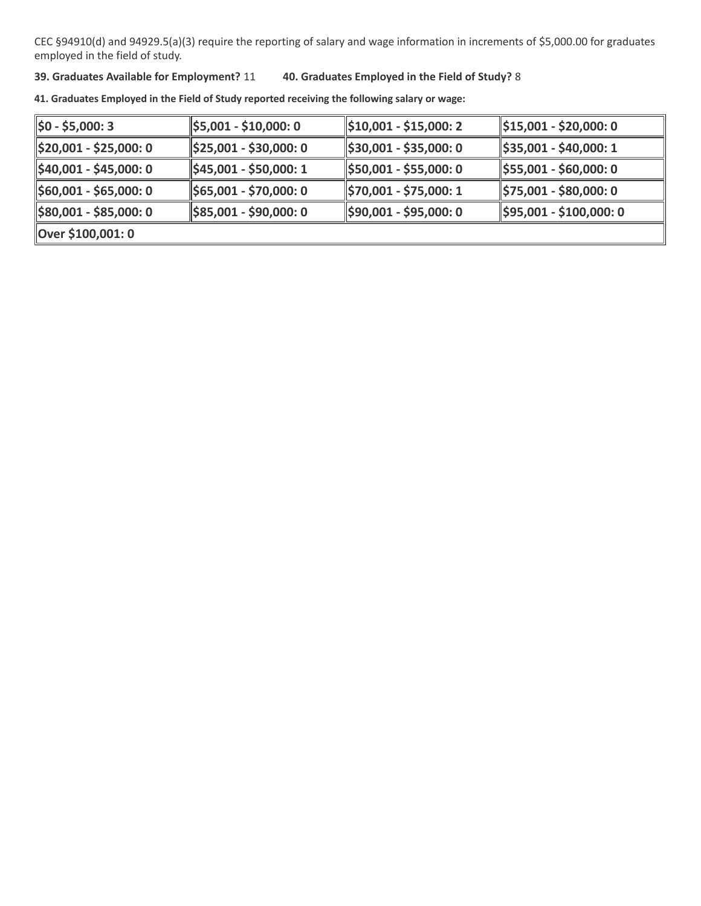CEC §94910(d) and 94929.5(a)(3) require the reporting of salary and wage information in increments of $5,000.00 for graduates employed in the field of study.

**39. Graduates Available for Employment?** 11 **40. Graduates Employed in the Field of Study?** 8

**41. Graduates Employed in the Field of Study reported receiving the following salary or wage:**

| | | | |
|---|---|---|---|
| **$0 - $5,000: 3** | **$5,001 - $10,000: 0** | **$10,001 - $15,000: 2** | **$15,001 - $20,000: 0** |
| **$20,001 - $25,000: 0** | **$25,001 - $30,000: 0** | **$30,001 - $35,000: 0** | **$35,001 - $40,000: 1** |
| **$40,001 - $45,000: 0** | **$45,001 - $50,000: 1** | **$50,001 - $55,000: 0** | **$55,001 - $60,000: 0** |
| **$60,001 - $65,000: 0** | **$65,001 - $70,000: 0** | **$70,001 - $75,000: 1** | **$75,001 - $80,000: 0** |
| **$80,001 - $85,000: 0** | **$85,001 - $90,000: 0** | **$90,001 - $95,000: 0** | **$95,001 - $100,000: 0** |
| **Over $100,001: 0** | | | |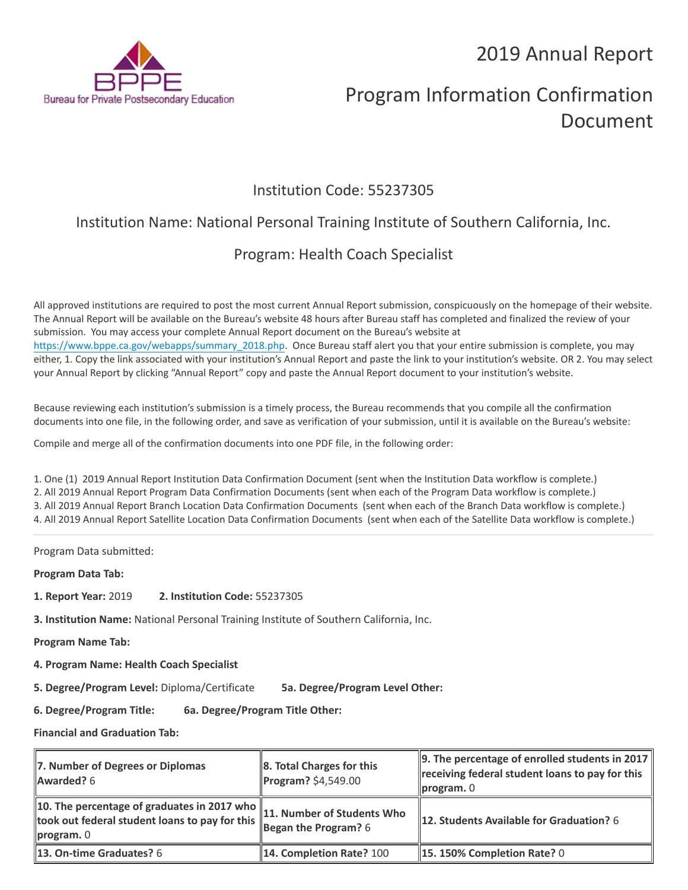BPPE
Bureau for Private Postsecondary Education

# 2019 Annual Report

# Program Information Confirmation Document

## Institution Code: 55237305

## Institution Name: National Personal Training Institute of Southern California, Inc.

## Program: Health Coach Specialist

All approved institutions are required to post the most current Annual Report submission, conspicuously on the homepage of their website. The Annual Report will be available on the Bureau's website 48 hours after Bureau staff has completed and finalized the review of your submission. You may access your complete Annual Report document on the Bureau's website at https://www.bppe.ca.gov/webapps/summary_2018.php. Once Bureau staff alert you that your entire submission is complete, you may either, 1. Copy the link associated with your institution's Annual Report and paste the link to your institution's website. OR 2. You may select your Annual Report by clicking "Annual Report" copy and paste the Annual Report document to your institution's website.

Because reviewing each institution's submission is a timely process, the Bureau recommends that you compile all the confirmation documents into one file, in the following order, and save as verification of your submission, until it is available on the Bureau's website:

Compile and merge all of the confirmation documents into one PDF file, in the following order:

1. One (1) 2019 Annual Report Institution Data Confirmation Document (sent when the Institution Data workflow is complete.)
2. All 2019 Annual Report Program Data Confirmation Documents (sent when each of the Program Data workflow is complete.)
3. All 2019 Annual Report Branch Location Data Confirmation Documents (sent when each of the Branch Data workflow is complete.)
4. All 2019 Annual Report Satellite Location Data Confirmation Documents (sent when each of the Satellite Data workflow is complete.)

---

Program Data submitted:

**Program Data Tab:**

**1. Report Year:** 2019 **2. Institution Code:** 55237305

**3. Institution Name:** National Personal Training Institute of Southern California, Inc.

**Program Name Tab:**

**4. Program Name: Health Coach Specialist**

**5. Degree/Program Level:** Diploma/Certificate **5a. Degree/Program Level Other:**

**6. Degree/Program Title:** **6a. Degree/Program Title Other:**

**Financial and Graduation Tab:**

| | | |
|---|---|---|
| **7. Number of Degrees or Diplomas Awarded?** 6 | **8. Total Charges for this Program?** $4,549.00 | **9. The percentage of enrolled students in 2017 receiving federal student loans to pay for this program.** 0 |
| **10. The percentage of graduates in 2017 who took out federal student loans to pay for this program.** 0 | **11. Number of Students Who Began the Program?** 6 | **12. Students Available for Graduation?** 6 |
| **13. On-time Graduates?** 6 | **14. Completion Rate?** 100 | **15. 150% Completion Rate?** 0 |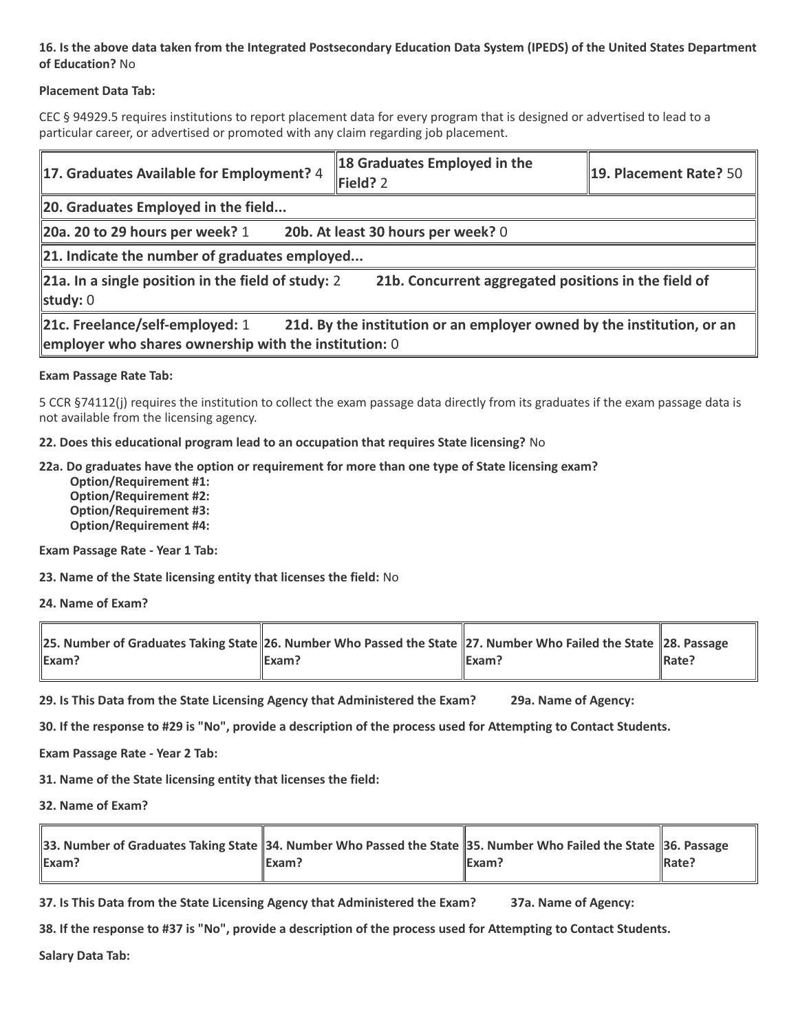**16. Is the above data taken from the Integrated Postsecondary Education Data System (IPEDS) of the United States Department of Education?** No

**Placement Data Tab:**

CEC § 94929.5 requires institutions to report placement data for every program that is designed or advertised to lead to a particular career, or advertised or promoted with any claim regarding job placement.

| **17. Graduates Available for Employment?** 4 | **18 Graduates Employed in the Field?** 2 | **19. Placement Rate?** 50 |
|---|---|---|
| **20. Graduates Employed in the field...** | | |
| **20a. 20 to 29 hours per week?** 1 **20b. At least 30 hours per week?** 0 | | |
| **21. Indicate the number of graduates employed...** | | |
| **21a. In a single position in the field of study:** 2 **21b. Concurrent aggregated positions in the field of study:** 0 | | |
| **21c. Freelance/self-employed:** 1 **21d. By the institution or an employer owned by the institution, or an employer who shares ownership with the institution:** 0 | | |

**Exam Passage Rate Tab:**

5 CCR §74112(j) requires the institution to collect the exam passage data directly from its graduates if the exam passage data is not available from the licensing agency.

**22. Does this educational program lead to an occupation that requires State licensing?** No

**22a. Do graduates have the option or requirement for more than one type of State licensing exam?**
- **Option/Requirement #1:**
- **Option/Requirement #2:**
- **Option/Requirement #3:**
- **Option/Requirement #4:**

**Exam Passage Rate - Year 1 Tab:**

**23. Name of the State licensing entity that licenses the field:** No

**24. Name of Exam?**

| 25. Number of Graduates Taking State Exam? | 26. Number Who Passed the State Exam? | 27. Number Who Failed the State Exam? | 28. Passage Rate? |
|---|---|---|---|

**29. Is This Data from the State Licensing Agency that Administered the Exam?** **29a. Name of Agency:**

**30. If the response to #29 is "No", provide a description of the process used for Attempting to Contact Students.**

**Exam Passage Rate - Year 2 Tab:**

**31. Name of the State licensing entity that licenses the field:**

**32. Name of Exam?**

| 33. Number of Graduates Taking State Exam? | 34. Number Who Passed the State Exam? | 35. Number Who Failed the State Exam? | 36. Passage Rate? |
|---|---|---|---|

**37. Is This Data from the State Licensing Agency that Administered the Exam?** **37a. Name of Agency:**

**38. If the response to #37 is "No", provide a description of the process used for Attempting to Contact Students.**

**Salary Data Tab:**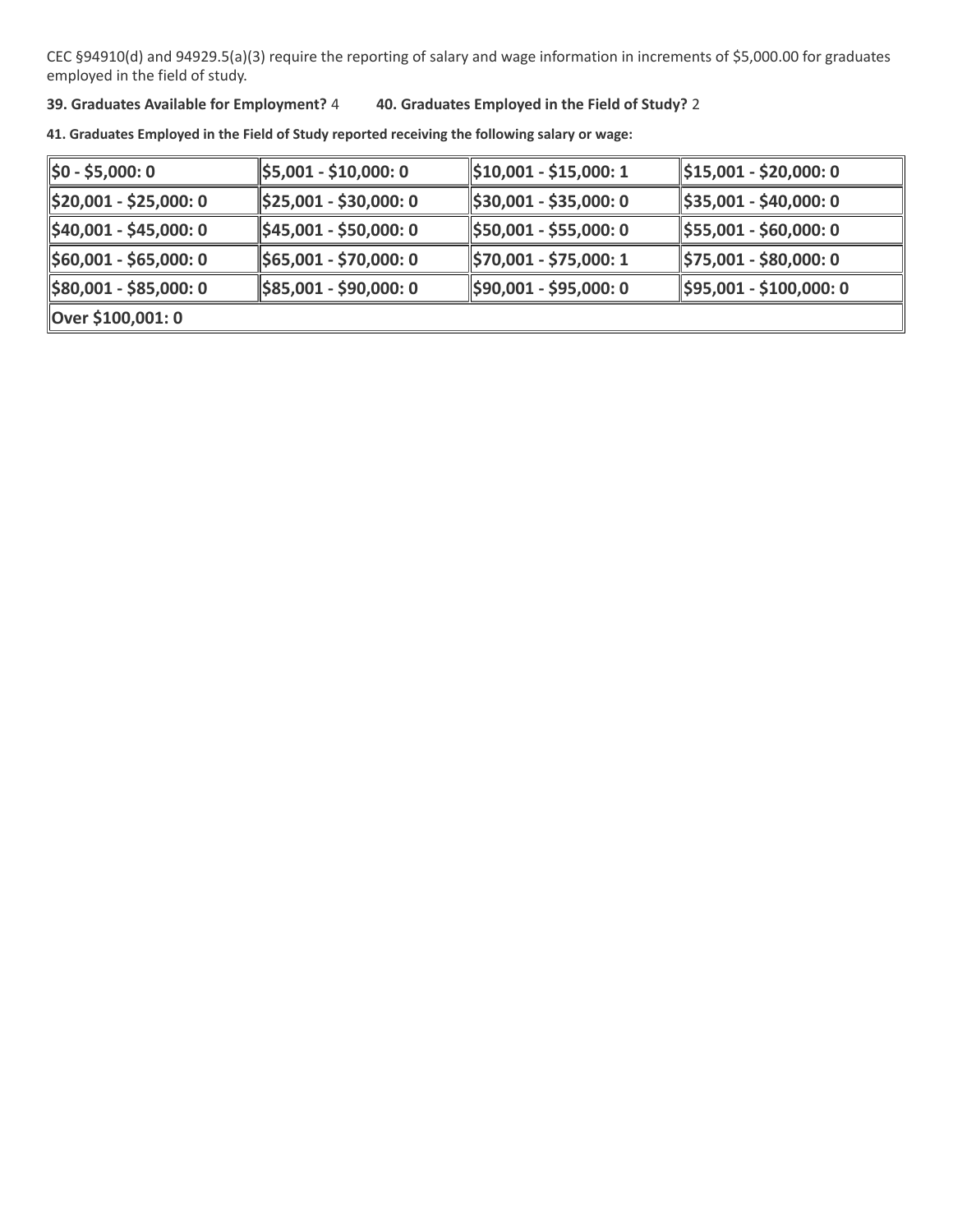CEC §94910(d) and 94929.5(a)(3) require the reporting of salary and wage information in increments of $5,000.00 for graduates employed in the field of study.

**39. Graduates Available for Employment?** 4 **40. Graduates Employed in the Field of Study?** 2

**41. Graduates Employed in the Field of Study reported receiving the following salary or wage:**

| | | | |
|---|---|---|---|
| **$0 - $5,000: 0** | **$5,001 - $10,000: 0** | **$10,001 - $15,000: 1** | **$15,001 - $20,000: 0** |
| **$20,001 - $25,000: 0** | **$25,001 - $30,000: 0** | **$30,001 - $35,000: 0** | **$35,001 - $40,000: 0** |
| **$40,001 - $45,000: 0** | **$45,001 - $50,000: 0** | **$50,001 - $55,000: 0** | **$55,001 - $60,000: 0** |
| **$60,001 - $65,000: 0** | **$65,001 - $70,000: 0** | **$70,001 - $75,000: 1** | **$75,001 - $80,000: 0** |
| **$80,001 - $85,000: 0** | **$85,001 - $90,000: 0** | **$90,001 - $95,000: 0** | **$95,001 - $100,000: 0** |
| **Over $100,001: 0** | | | |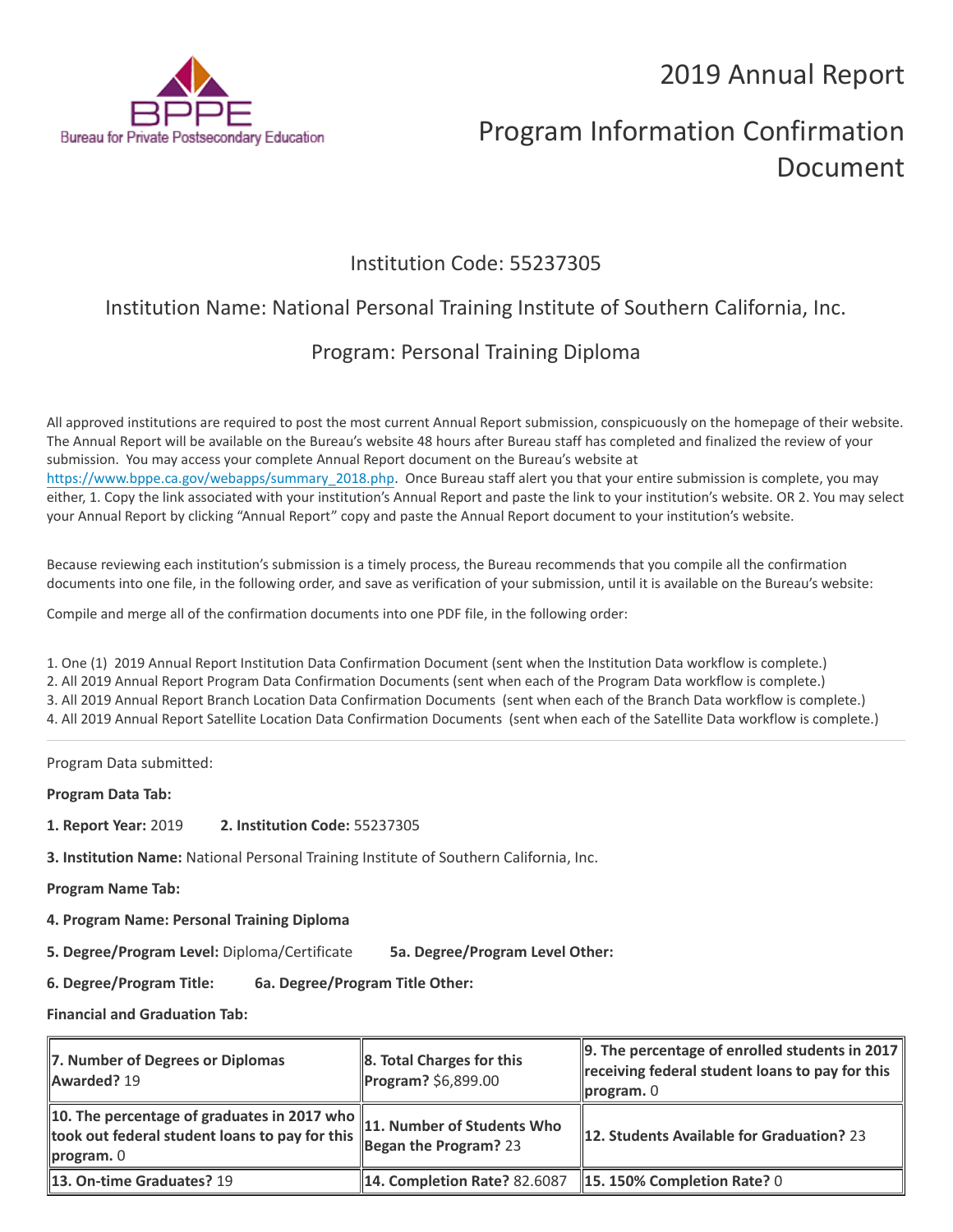BPPE
Bureau for Private Postsecondary Education

# 2019 Annual Report

# Program Information Confirmation Document

## Institution Code: 55237305

## Institution Name: National Personal Training Institute of Southern California, Inc.

## Program: Personal Training Diploma

All approved institutions are required to post the most current Annual Report submission, conspicuously on the homepage of their website. The Annual Report will be available on the Bureau's website 48 hours after Bureau staff has completed and finalized the review of your submission. You may access your complete Annual Report document on the Bureau's website at https://www.bppe.ca.gov/webapps/summary_2018.php. Once Bureau staff alert you that your entire submission is complete, you may either, 1. Copy the link associated with your institution's Annual Report and paste the link to your institution's website. OR 2. You may select your Annual Report by clicking "Annual Report" copy and paste the Annual Report document to your institution's website.

Because reviewing each institution's submission is a timely process, the Bureau recommends that you compile all the confirmation documents into one file, in the following order, and save as verification of your submission, until it is available on the Bureau's website:

Compile and merge all of the confirmation documents into one PDF file, in the following order:

1. One (1) 2019 Annual Report Institution Data Confirmation Document (sent when the Institution Data workflow is complete.)
2. All 2019 Annual Report Program Data Confirmation Documents (sent when each of the Program Data workflow is complete.)
3. All 2019 Annual Report Branch Location Data Confirmation Documents (sent when each of the Branch Data workflow is complete.)
4. All 2019 Annual Report Satellite Location Data Confirmation Documents (sent when each of the Satellite Data workflow is complete.)

---

Program Data submitted:

**Program Data Tab:**

**1. Report Year:** 2019 **2. Institution Code:** 55237305

**3. Institution Name:** National Personal Training Institute of Southern California, Inc.

**Program Name Tab:**

**4. Program Name: Personal Training Diploma**

**5. Degree/Program Level:** Diploma/Certificate **5a. Degree/Program Level Other:**

**6. Degree/Program Title:** **6a. Degree/Program Title Other:**

**Financial and Graduation Tab:**

| | | |
|---|---|---|
| **7. Number of Degrees or Diplomas Awarded?** 19 | **8. Total Charges for this Program?** $6,899.00 | **9. The percentage of enrolled students in 2017 receiving federal student loans to pay for this program.** 0 |
| **10. The percentage of graduates in 2017 who took out federal student loans to pay for this program.** 0 | **11. Number of Students Who Began the Program?** 23 | **12. Students Available for Graduation?** 23 |
| **13. On-time Graduates?** 19 | **14. Completion Rate?** 82.6087 | **15. 150% Completion Rate?** 0 |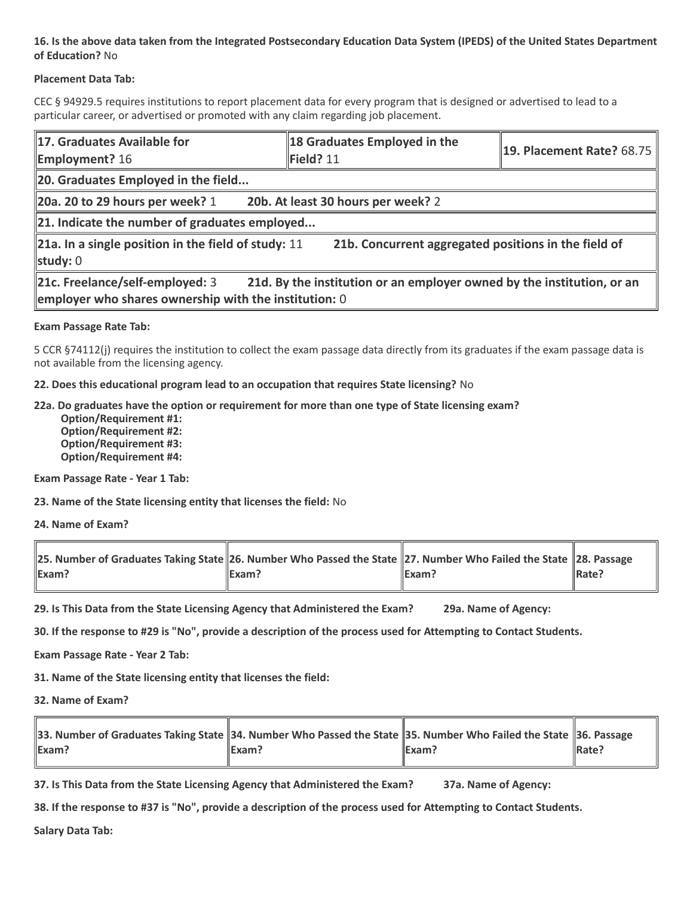**16. Is the above data taken from the Integrated Postsecondary Education Data System (IPEDS) of the United States Department of Education?** No

**Placement Data Tab:**

CEC § 94929.5 requires institutions to report placement data for every program that is designed or advertised to lead to a particular career, or advertised or promoted with any claim regarding job placement.

| **17. Graduates Available for Employment?** 16 | **18 Graduates Employed in the Field?** 11 | **19. Placement Rate?** 68.75 |
|---|---|---|
| **20. Graduates Employed in the field...** | | |
| **20a. 20 to 29 hours per week?** 1 **20b. At least 30 hours per week?** 2 | | |
| **21. Indicate the number of graduates employed...** | | |
| **21a. In a single position in the field of study:** 11 **21b. Concurrent aggregated positions in the field of study:** 0 | | |
| **21c. Freelance/self-employed:** 3 **21d. By the institution or an employer owned by the institution, or an employer who shares ownership with the institution:** 0 | | |

**Exam Passage Rate Tab:**

5 CCR §74112(j) requires the institution to collect the exam passage data directly from its graduates if the exam passage data is not available from the licensing agency.

**22. Does this educational program lead to an occupation that requires State licensing?** No

**22a. Do graduates have the option or requirement for more than one type of State licensing exam?**
- **Option/Requirement #1:**
- **Option/Requirement #2:**
- **Option/Requirement #3:**
- **Option/Requirement #4:**

**Exam Passage Rate - Year 1 Tab:**

**23. Name of the State licensing entity that licenses the field:** No

**24. Name of Exam?**

| **25. Number of Graduates Taking State Exam?** | **26. Number Who Passed the State Exam?** | **27. Number Who Failed the State Exam?** | **28. Passage Rate?** |
|---|---|---|---|

**29. Is This Data from the State Licensing Agency that Administered the Exam?** **29a. Name of Agency:**

**30. If the response to #29 is "No", provide a description of the process used for Attempting to Contact Students.**

**Exam Passage Rate - Year 2 Tab:**

**31. Name of the State licensing entity that licenses the field:**

**32. Name of Exam?**

| **33. Number of Graduates Taking State Exam?** | **34. Number Who Passed the State Exam?** | **35. Number Who Failed the State Exam?** | **36. Passage Rate?** |
|---|---|---|---|

**37. Is This Data from the State Licensing Agency that Administered the Exam?** **37a. Name of Agency:**

**38. If the response to #37 is "No", provide a description of the process used for Attempting to Contact Students.**

**Salary Data Tab:**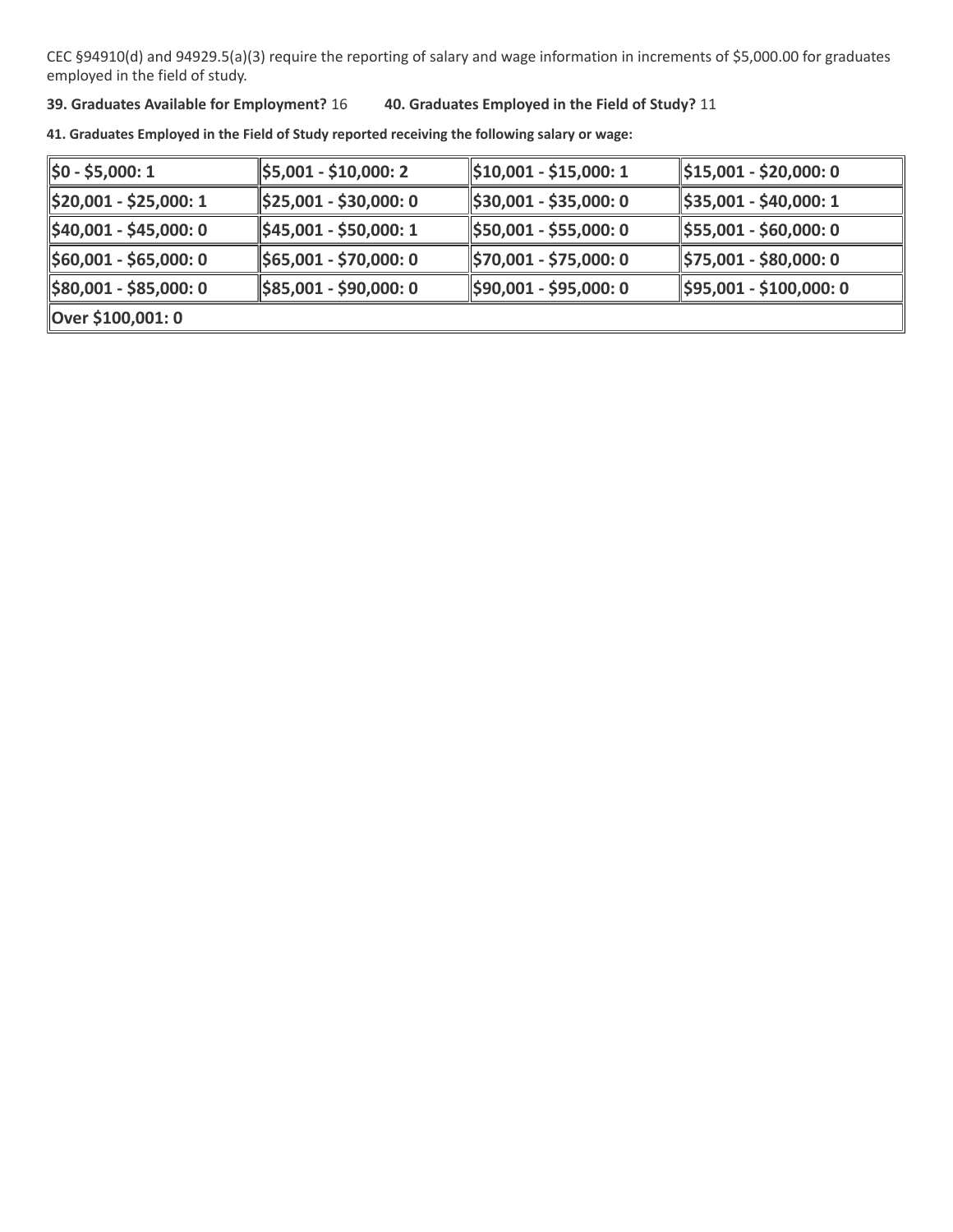CEC §94910(d) and 94929.5(a)(3) require the reporting of salary and wage information in increments of $5,000.00 for graduates employed in the field of study.

**39. Graduates Available for Employment?** 16 **40. Graduates Employed in the Field of Study?** 11

**41. Graduates Employed in the Field of Study reported receiving the following salary or wage:**

| | | | |
|---|---|---|---|
| **$0 - $5,000: 1** | **$5,001 - $10,000: 2** | **$10,001 - $15,000: 1** | **$15,001 - $20,000: 0** |
| **$20,001 - $25,000: 1** | **$25,001 - $30,000: 0** | **$30,001 - $35,000: 0** | **$35,001 - $40,000: 1** |
| **$40,001 - $45,000: 0** | **$45,001 - $50,000: 1** | **$50,001 - $55,000: 0** | **$55,001 - $60,000: 0** |
| **$60,001 - $65,000: 0** | **$65,001 - $70,000: 0** | **$70,001 - $75,000: 0** | **$75,001 - $80,000: 0** |
| **$80,001 - $85,000: 0** | **$85,001 - $90,000: 0** | **$90,001 - $95,000: 0** | **$95,001 - $100,000: 0** |
| **Over $100,001: 0** | | | |